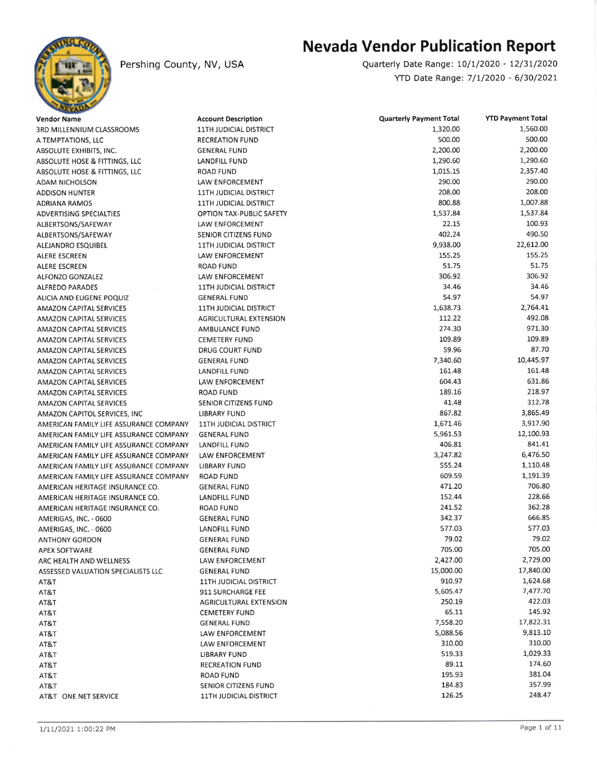# Nevada Vendor Publication Report

Pershing County, NV, USA

Quarterly Date Range: 10/1/2020 - 12/31/2020

YTD Date Range: 7/1/2020 - 6/30/2021

| Vendor Name | Account Description | Quarterly Payment Total | YTD Payment Total |
|---|---|---|---|
| 3RD MILLENNIUM CLASSROOMS | 11TH JUDICIAL DISTRICT | 1,320.00 | 1,560.00 |
| A TEMPTATIONS, LLC | RECREATION FUND | 500.00 | 500.00 |
| ABSOLUTE EXHIBITS, INC. | GENERAL FUND | 2,200.00 | 2,200.00 |
| ABSOLUTE HOSE & FITTINGS, LLC | LANDFILL FUND | 1,290.60 | 1,290.60 |
| ABSOLUTE HOSE & FITTINGS, LLC | ROAD FUND | 1,015.15 | 2,357.40 |
| ADAM NICHOLSON | LAW ENFORCEMENT | 290.00 | 290.00 |
| ADDISON HUNTER | 11TH JUDICIAL DISTRICT | 208.00 | 208.00 |
| ADRIANA RAMOS | 11TH JUDICIAL DISTRICT | 800.88 | 1,007.88 |
| ADVERTISING SPECIALTIES | OPTION TAX-PUBLIC SAFETY | 1,537.84 | 1,537.84 |
| ALBERTSONS/SAFEWAY | LAW ENFORCEMENT | 22.15 | 100.93 |
| ALBERTSONS/SAFEWAY | SENIOR CITIZENS FUND | 402.24 | 490.50 |
| ALEJANDRO ESQUIBEL | 11TH JUDICIAL DISTRICT | 9,938.00 | 22,612.00 |
| ALERE ESCREEN | LAW ENFORCEMENT | 155.25 | 155.25 |
| ALERE ESCREEN | ROAD FUND | 51.75 | 51.75 |
| ALFONZO GONZALEZ | LAW ENFORCEMENT | 306.92 | 306.92 |
| ALFREDO PARADES | 11TH JUDICIAL DISTRICT | 34.46 | 34.46 |
| ALICIA AND EUGENE POQUIZ | GENERAL FUND | 54.97 | 54.97 |
| AMAZON CAPITAL SERVICES | 11TH JUDICIAL DISTRICT | 1,638.73 | 2,764.41 |
| AMAZON CAPITAL SERVICES | AGRICULTURAL EXTENSION | 112.22 | 492.08 |
| AMAZON CAPITAL SERVICES | AMBULANCE FUND | 274.30 | 971.30 |
| AMAZON CAPITAL SERVICES | CEMETERY FUND | 109.89 | 109.89 |
| AMAZON CAPITAL SERVICES | DRUG COURT FUND | 59.96 | 87.70 |
| AMAZON CAPITAL SERVICES | GENERAL FUND | 7,340.60 | 10,445.97 |
| AMAZON CAPITAL SERVICES | LANDFILL FUND | 161.48 | 161.48 |
| AMAZON CAPITAL SERVICES | LAW ENFORCEMENT | 604.43 | 631.86 |
| AMAZON CAPITAL SERVICES | ROAD FUND | 189.16 | 218.97 |
| AMAZON CAPITAL SERVICES | SENIOR CITIZENS FUND | 41.48 | 312.78 |
| AMAZON CAPITOL SERVICES, INC | LIBRARY FUND | 867.82 | 3,865.49 |
| AMERICAN FAMILY LIFE ASSURANCE COMPANY | 11TH JUDICIAL DISTRICT | 1,671.46 | 3,917.90 |
| AMERICAN FAMILY LIFE ASSURANCE COMPANY | GENERAL FUND | 5,961.53 | 12,100.93 |
| AMERICAN FAMILY LIFE ASSURANCE COMPANY | LANDFILL FUND | 406.81 | 841.41 |
| AMERICAN FAMILY LIFE ASSURANCE COMPANY | LAW ENFORCEMENT | 3,247.82 | 6,476.50 |
| AMERICAN FAMILY LIFE ASSURANCE COMPANY | LIBRARY FUND | 555.24 | 1,110.48 |
| AMERICAN FAMILY LIFE ASSURANCE COMPANY | ROAD FUND | 609.59 | 1,191.39 |
| AMERICAN HERITAGE INSURANCE CO. | GENERAL FUND | 471.20 | 706.80 |
| AMERICAN HERITAGE INSURANCE CO. | LANDFILL FUND | 152.44 | 228.66 |
| AMERICAN HERITAGE INSURANCE CO. | ROAD FUND | 241.52 | 362.28 |
| AMERIGAS, INC. - 0600 | GENERAL FUND | 342.37 | 666.85 |
| AMERIGAS, INC. - 0600 | LANDFILL FUND | 577.03 | 577.03 |
| ANTHONY GORDON | GENERAL FUND | 79.02 | 79.02 |
| APEX SOFTWARE | GENERAL FUND | 705.00 | 705.00 |
| ARC HEALTH AND WELLNESS | LAW ENFORCEMENT | 2,427.00 | 2,729.00 |
| ASSESSED VALUATION SPECIALISTS LLC | GENERAL FUND | 15,000.00 | 17,840.00 |
| AT&T | 11TH JUDICIAL DISTRICT | 910.97 | 1,624.68 |
| AT&T | 911 SURCHARGE FEE | 5,605.47 | 7,477.70 |
| AT&T | AGRICULTURAL EXTENSION | 250.19 | 422.03 |
| AT&T | CEMETERY FUND | 65.11 | 145.92 |
| AT&T | GENERAL FUND | 7,558.20 | 17,822.31 |
| AT&T | LAW ENFORCEMENT | 5,088.56 | 9,813.10 |
| AT&T | LAW ENFORCEMENT | 310.00 | 310.00 |
| AT&T | LIBRARY FUND | 519.33 | 1,029.33 |
| AT&T | RECREATION FUND | 89.11 | 174.60 |
| AT&T | ROAD FUND | 195.93 | 381.04 |
| AT&T | SENIOR CITIZENS FUND | 184.83 | 357.99 |
| AT&T ONE NET SERVICE | 11TH JUDICIAL DISTRICT | 126.25 | 248.47 |

1/11/2021 1:00:22 PM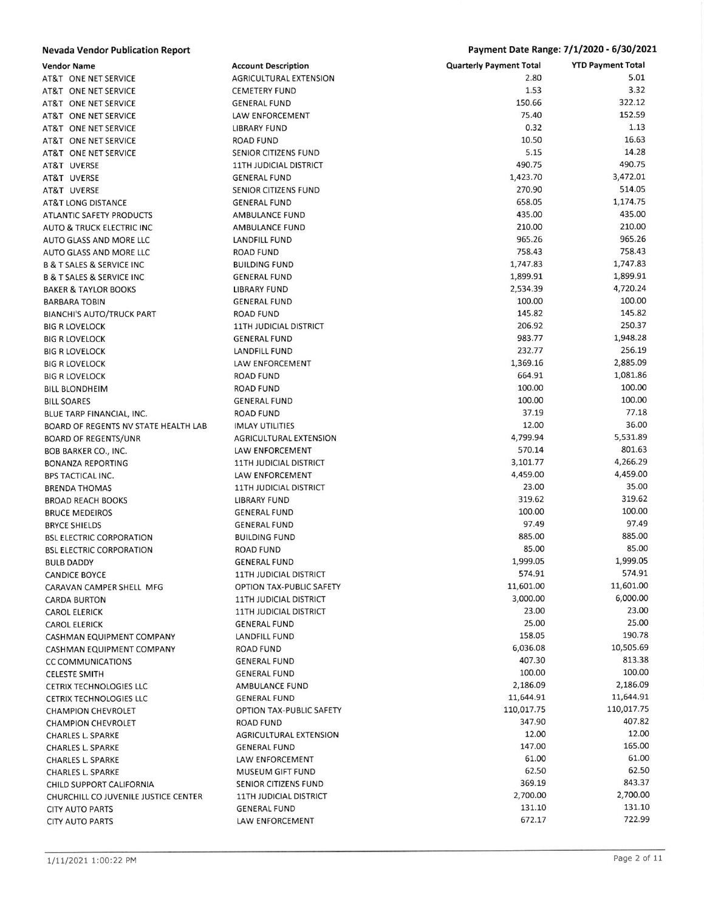**Nevada Vendor Publication Report**

**Payment Date Range: 7/1/2020 - 6/30/2021**

| Vendor Name | Account Description | Quarterly Payment Total | YTD Payment Total |
|---|---|---|---|
| AT&T ONE NET SERVICE | AGRICULTURAL EXTENSION | 2.80 | 5.01 |
| AT&T ONE NET SERVICE | CEMETERY FUND | 1.53 | 3.32 |
| AT&T ONE NET SERVICE | GENERAL FUND | 150.66 | 322.12 |
| AT&T ONE NET SERVICE | LAW ENFORCEMENT | 75.40 | 152.59 |
| AT&T ONE NET SERVICE | LIBRARY FUND | 0.32 | 1.13 |
| AT&T ONE NET SERVICE | ROAD FUND | 10.50 | 16.63 |
| AT&T ONE NET SERVICE | SENIOR CITIZENS FUND | 5.15 | 14.28 |
| AT&T UVERSE | 11TH JUDICIAL DISTRICT | 490.75 | 490.75 |
| AT&T UVERSE | GENERAL FUND | 1,423.70 | 3,472.01 |
| AT&T UVERSE | SENIOR CITIZENS FUND | 270.90 | 514.05 |
| AT&T LONG DISTANCE | GENERAL FUND | 658.05 | 1,174.75 |
| ATLANTIC SAFETY PRODUCTS | AMBULANCE FUND | 435.00 | 435.00 |
| AUTO & TRUCK ELECTRIC INC | AMBULANCE FUND | 210.00 | 210.00 |
| AUTO GLASS AND MORE LLC | LANDFILL FUND | 965.26 | 965.26 |
| AUTO GLASS AND MORE LLC | ROAD FUND | 758.43 | 758.43 |
| B & T SALES & SERVICE INC | BUILDING FUND | 1,747.83 | 1,747.83 |
| B & T SALES & SERVICE INC | GENERAL FUND | 1,899.91 | 1,899.91 |
| BAKER & TAYLOR BOOKS | LIBRARY FUND | 2,534.39 | 4,720.24 |
| BARBARA TOBIN | GENERAL FUND | 100.00 | 100.00 |
| BIANCHI'S AUTO/TRUCK PART | ROAD FUND | 145.82 | 145.82 |
| BIG R LOVELOCK | 11TH JUDICIAL DISTRICT | 206.92 | 250.37 |
| BIG R LOVELOCK | GENERAL FUND | 983.77 | 1,948.28 |
| BIG R LOVELOCK | LANDFILL FUND | 232.77 | 256.19 |
| BIG R LOVELOCK | LAW ENFORCEMENT | 1,369.16 | 2,885.09 |
| BIG R LOVELOCK | ROAD FUND | 664.91 | 1,081.86 |
| BILL BLONDHEIM | ROAD FUND | 100.00 | 100.00 |
| BILL SOARES | GENERAL FUND | 100.00 | 100.00 |
| BLUE TARP FINANCIAL, INC. | ROAD FUND | 37.19 | 77.18 |
| BOARD OF REGENTS NV STATE HEALTH LAB | IMLAY UTILITIES | 12.00 | 36.00 |
| BOARD OF REGENTS/UNR | AGRICULTURAL EXTENSION | 4,799.94 | 5,531.89 |
| BOB BARKER CO., INC. | LAW ENFORCEMENT | 570.14 | 801.63 |
| BONANZA REPORTING | 11TH JUDICIAL DISTRICT | 3,101.77 | 4,266.29 |
| BPS TACTICAL INC. | LAW ENFORCEMENT | 4,459.00 | 4,459.00 |
| BRENDA THOMAS | 11TH JUDICIAL DISTRICT | 23.00 | 35.00 |
| BROAD REACH BOOKS | LIBRARY FUND | 319.62 | 319.62 |
| BRUCE MEDEIROS | GENERAL FUND | 100.00 | 100.00 |
| BRYCE SHIELDS | GENERAL FUND | 97.49 | 97.49 |
| BSL ELECTRIC CORPORATION | BUILDING FUND | 885.00 | 885.00 |
| BSL ELECTRIC CORPORATION | ROAD FUND | 85.00 | 85.00 |
| BULB DADDY | GENERAL FUND | 1,999.05 | 1,999.05 |
| CANDICE BOYCE | 11TH JUDICIAL DISTRICT | 574.91 | 574.91 |
| CARAVAN CAMPER SHELL MFG | OPTION TAX-PUBLIC SAFETY | 11,601.00 | 11,601.00 |
| CARDA BURTON | 11TH JUDICIAL DISTRICT | 3,000.00 | 6,000.00 |
| CAROL ELERICK | 11TH JUDICIAL DISTRICT | 23.00 | 23.00 |
| CAROL ELERICK | GENERAL FUND | 25.00 | 25.00 |
| CASHMAN EQUIPMENT COMPANY | LANDFILL FUND | 158.05 | 190.78 |
| CASHMAN EQUIPMENT COMPANY | ROAD FUND | 6,036.08 | 10,505.69 |
| CC COMMUNICATIONS | GENERAL FUND | 407.30 | 813.38 |
| CELESTE SMITH | GENERAL FUND | 100.00 | 100.00 |
| CETRIX TECHNOLOGIES LLC | AMBULANCE FUND | 2,186.09 | 2,186.09 |
| CETRIX TECHNOLOGIES LLC | GENERAL FUND | 11,644.91 | 11,644.91 |
| CHAMPION CHEVROLET | OPTION TAX-PUBLIC SAFETY | 110,017.75 | 110,017.75 |
| CHAMPION CHEVROLET | ROAD FUND | 347.90 | 407.82 |
| CHARLES L. SPARKE | AGRICULTURAL EXTENSION | 12.00 | 12.00 |
| CHARLES L. SPARKE | GENERAL FUND | 147.00 | 165.00 |
| CHARLES L. SPARKE | LAW ENFORCEMENT | 61.00 | 61.00 |
| CHARLES L. SPARKE | MUSEUM GIFT FUND | 62.50 | 62.50 |
| CHILD SUPPORT CALIFORNIA | SENIOR CITIZENS FUND | 369.19 | 843.37 |
| CHURCHILL CO JUVENILE JUSTICE CENTER | 11TH JUDICIAL DISTRICT | 2,700.00 | 2,700.00 |
| CITY AUTO PARTS | GENERAL FUND | 131.10 | 131.10 |
| CITY AUTO PARTS | LAW ENFORCEMENT | 672.17 | 722.99 |

1/11/2021 1:00:22 PM